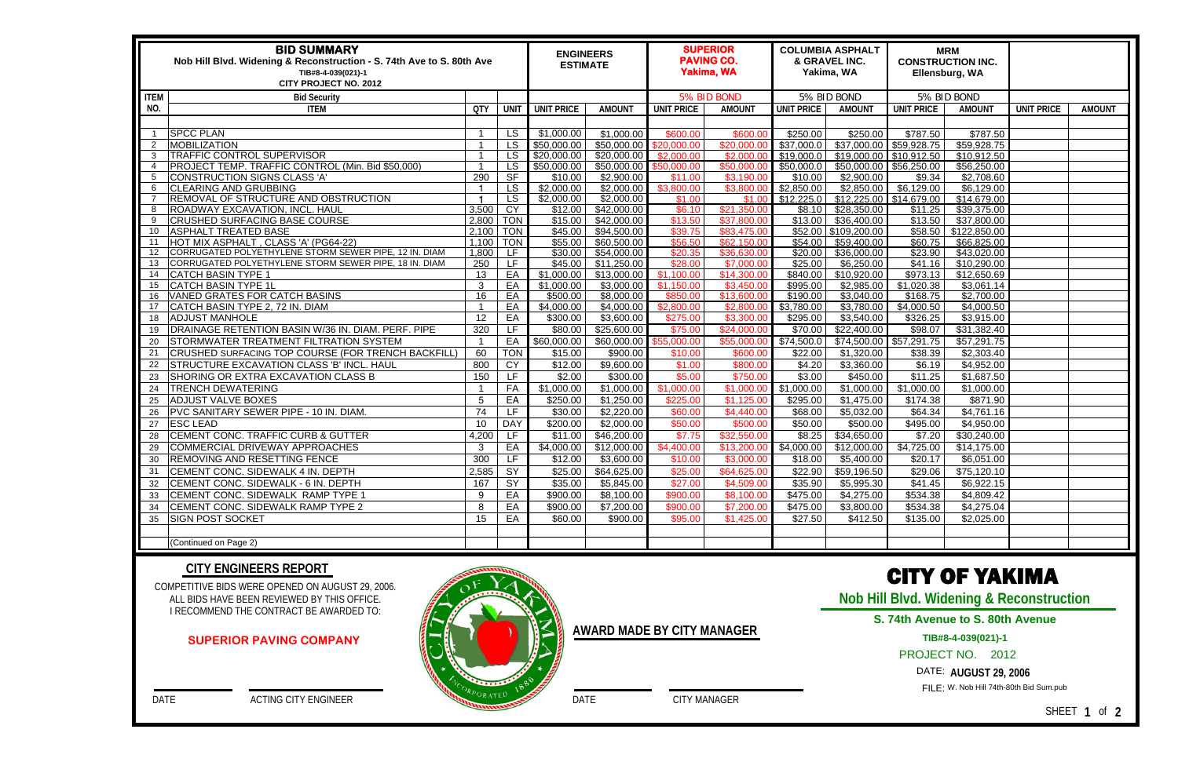# BID SUMMARY

**Nob Hill Blvd. Widening & Reconstruction - S. 74th Ave to S. 80th Ave**
**TIB#8-4-039(021)-1**
**CITY PROJECT NO. 2012**

| ITEM NO. | ITEM | QTY | UNIT | ENGINEERS ESTIMATE | | SUPERIOR PAVING CO. Yakima, WA | | COLUMBIA ASPHALT & GRAVEL INC. Yakima, WA | | MRM CONSTRUCTION INC. Ellensburg, WA | | | |
|---|---|---|---|---|---|---|---|---|---|---|---|---|---|
| | Bid Security | | | | | 5% BID BOND | | 5% BID BOND | | 5% BID BOND | | | |
| | | | | UNIT PRICE | AMOUNT | UNIT PRICE | AMOUNT | UNIT PRICE | AMOUNT | UNIT PRICE | AMOUNT | UNIT PRICE | AMOUNT |
| 1 | SPCC PLAN | 1 | LS | $1,000.00 | $1,000.00 | $600.00 | $600.00 | $250.00 | $250.00 | $787.50 | $787.50 | | |
| 2 | MOBILIZATION | 1 | LS | $50,000.00 | $50,000.00 | $20,000.00 | $20,000.00 | $37,000.0 | $37,000.00 | $59,928.75 | $59,928.75 | | |
| 3 | TRAFFIC CONTROL SUPERVISOR | 1 | LS | $20,000.00 | $20,000.00 | $2,000.00 | $2,000.00 | $19,000.0 | $19,000.00 | $10,912.50 | $10,912.50 | | |
| 4 | PROJECT TEMP. TRAFFIC CONTROL (Min. Bid $50,000) | 1 | LS | $50,000.00 | $50,000.00 | $50,000.00 | $50,000.00 | $50,000.0 | $50,000.00 | $56,250.00 | $56,250.00 | | |
| 5 | CONSTRUCTION SIGNS CLASS 'A' | 290 | SF | $10.00 | $2,900.00 | $11.00 | $3,190.00 | $10.00 | $2,900.00 | $9.34 | $2,708.60 | | |
| 6 | CLEARING AND GRUBBING | 1 | LS | $2,000.00 | $2,000.00 | $3,800.00 | $3,800.00 | $2,850.00 | $2,850.00 | $6,129.00 | $6,129.00 | | |
| 7 | REMOVAL OF STRUCTURE AND OBSTRUCTION | 1 | LS | $2,000.00 | $2,000.00 | $1.00 | $1.00 | $12,225.0 | $12,225.00 | $14,679.00 | $14,679.00 | | |
| 8 | ROADWAY EXCAVATION, INCL. HAUL | 3,500 | CY | $12.00 | $42,000.00 | $6.10 | $21,350.00 | $8.10 | $28,350.00 | $11.25 | $39,375.00 | | |
| 9 | CRUSHED SURFACING BASE COURSE | 2,800 | TON | $15.00 | $42,000.00 | $13.50 | $37,800.00 | $13.00 | $36,400.00 | $13.50 | $37,800.00 | | |
| 10 | ASPHALT TREATED BASE | 2,100 | TON | $45.00 | $94,500.00 | $39.75 | $83,475.00 | $52.00 | $109,200.00 | $58.50 | $122,850.00 | | |
| 11 | HOT MIX ASPHALT , CLASS 'A' (PG64-22) | 1,100 | TON | $55.00 | $60,500.00 | $56.50 | $62,150.00 | $54.00 | $59,400.00 | $60.75 | $66,825.00 | | |
| 12 | CORRUGATED POLYETHYLENE STORM SEWER PIPE, 12 IN. DIAM | 1,800 | LF | $30.00 | $54,000.00 | $20.35 | $36,630.00 | $20.00 | $36,000.00 | $23.90 | $43,020.00 | | |
| 13 | CORRUGATED POLYETHYLENE STORM SEWER PIPE, 18 IN. DIAM | 250 | LF | $45.00 | $11,250.00 | $28.00 | $7,000.00 | $25.00 | $6,250.00 | $41.16 | $10,290.00 | | |
| 14 | CATCH BASIN TYPE 1 | 13 | EA | $1,000.00 | $13,000.00 | $1,100.00 | $14,300.00 | $840.00 | $10,920.00 | $973.13 | $12,650.69 | | |
| 15 | CATCH BASIN TYPE 1L | 3 | EA | $1,000.00 | $3,000.00 | $1,150.00 | $3,450.00 | $995.00 | $2,985.00 | $1,020.38 | $3,061.14 | | |
| 16 | VANED GRATES FOR CATCH BASINS | 16 | EA | $500.00 | $8,000.00 | $850.00 | $13,600.00 | $190.00 | $3,040.00 | $168.75 | $2,700.00 | | |
| 17 | CATCH BASIN TYPE 2, 72 IN. DIAM | 1 | EA | $4,000.00 | $4,000.00 | $2,800.00 | $2,800.00 | $3,780.00 | $3,780.00 | $4,000.50 | $4,000.50 | | |
| 18 | ADJUST MANHOLE | 12 | EA | $300.00 | $3,600.00 | $275.00 | $3,300.00 | $295.00 | $3,540.00 | $326.25 | $3,915.00 | | |
| 19 | DRAINAGE RETENTION BASIN W/36 IN. DIAM. PERF. PIPE | 320 | LF | $80.00 | $25,600.00 | $75.00 | $24,000.00 | $70.00 | $22,400.00 | $98.07 | $31,382.40 | | |
| 20 | STORMWATER TREATMENT FILTRATION SYSTEM | 1 | EA | $60,000.00 | $60,000.00 | $55,000.00 | $55,000.00 | $74,500.0 | $74,500.00 | $57,291.75 | $57,291.75 | | |
| 21 | CRUSHED SURFACING TOP COURSE (FOR TRENCH BACKFILL) | 60 | TON | $15.00 | $900.00 | $10.00 | $600.00 | $22.00 | $1,320.00 | $38.39 | $2,303.40 | | |
| 22 | STRUCTURE EXCAVATION CLASS 'B' INCL. HAUL | 800 | CY | $12.00 | $9,600.00 | $1.00 | $800.00 | $4.20 | $3,360.00 | $6.19 | $4,952.00 | | |
| 23 | SHORING OR EXTRA EXCAVATION CLASS B | 150 | LF | $2.00 | $300.00 | $5.00 | $750.00 | $3.00 | $450.00 | $11.25 | $1,687.50 | | |
| 24 | TRENCH DEWATERING | 1 | FA | $1,000.00 | $1,000.00 | $1,000.00 | $1,000.00 | $1,000.00 | $1,000.00 | $1,000.00 | $1,000.00 | | |
| 25 | ADJUST VALVE BOXES | 5 | EA | $250.00 | $1,250.00 | $225.00 | $1,125.00 | $295.00 | $1,475.00 | $174.38 | $871.90 | | |
| 26 | PVC SANITARY SEWER PIPE - 10 IN. DIAM. | 74 | LF | $30.00 | $2,220.00 | $60.00 | $4,440.00 | $68.00 | $5,032.00 | $64.34 | $4,761.16 | | |
| 27 | ESC LEAD | 10 | DAY | $200.00 | $2,000.00 | $50.00 | $500.00 | $50.00 | $500.00 | $495.00 | $4,950.00 | | |
| 28 | CEMENT CONC. TRAFFIC CURB & GUTTER | 4,200 | LF | $11.00 | $46,200.00 | $7.75 | $32,550.00 | $8.25 | $34,650.00 | $7.20 | $30,240.00 | | |
| 29 | COMMERCIAL DRIVEWAY APPROACHES | 3 | EA | $4,000.00 | $12,000.00 | $4,400.00 | $13,200.00 | $4,000.00 | $12,000.00 | $4,725.00 | $14,175.00 | | |
| 30 | REMOVING AND RESETTING FENCE | 300 | LF | $12.00 | $3,600.00 | $10.00 | $3,000.00 | $18.00 | $5,400.00 | $20.17 | $6,051.00 | | |
| 31 | CEMENT CONC. SIDEWALK 4 IN. DEPTH | 2,585 | SY | $25.00 | $64,625.00 | $25.00 | $64,625.00 | $22.90 | $59,196.50 | $29.06 | $75,120.10 | | |
| 32 | CEMENT CONC. SIDEWALK - 6 IN. DEPTH | 167 | SY | $35.00 | $5,845.00 | $27.00 | $4,509.00 | $35.90 | $5,995.30 | $41.45 | $6,922.15 | | |
| 33 | CEMENT CONC. SIDEWALK RAMP TYPE 1 | 9 | EA | $900.00 | $8,100.00 | $900.00 | $8,100.00 | $475.00 | $4,275.00 | $534.38 | $4,809.42 | | |
| 34 | CEMENT CONC. SIDEWALK RAMP TYPE 2 | 8 | EA | $900.00 | $7,200.00 | $900.00 | $7,200.00 | $475.00 | $3,800.00 | $534.38 | $4,275.04 | | |
| 35 | SIGN POST SOCKET | 15 | EA | $60.00 | $900.00 | $95.00 | $1,425.00 | $27.50 | $412.50 | $135.00 | $2,025.00 | | |
| | (Continued on Page 2) | | | | | | | | | | | | |

## CITY ENGINEERS REPORT

COMPETITIVE BIDS WERE OPENED ON AUGUST 29, 2006.
ALL BIDS HAVE BEEN REVIEWED BY THIS OFFICE.
I RECOMMEND THE CONTRACT BE AWARDED TO:

**SUPERIOR PAVING COMPANY**

DATE ________ ACTING CITY ENGINEER ________

**AWARD MADE BY CITY MANAGER**

DATE ________ CITY MANAGER ________

# CITY OF YAKIMA

**Nob Hill Blvd. Widening & Reconstruction**

**S. 74th Avenue to S. 80th Avenue**

**TIB#8-4-039(021)-1**

PROJECT NO. 2012

DATE: **AUGUST 29, 2006**

FILE: W. Nob Hill 74th-80th Bid Sum.pub

SHEET **1** of **2**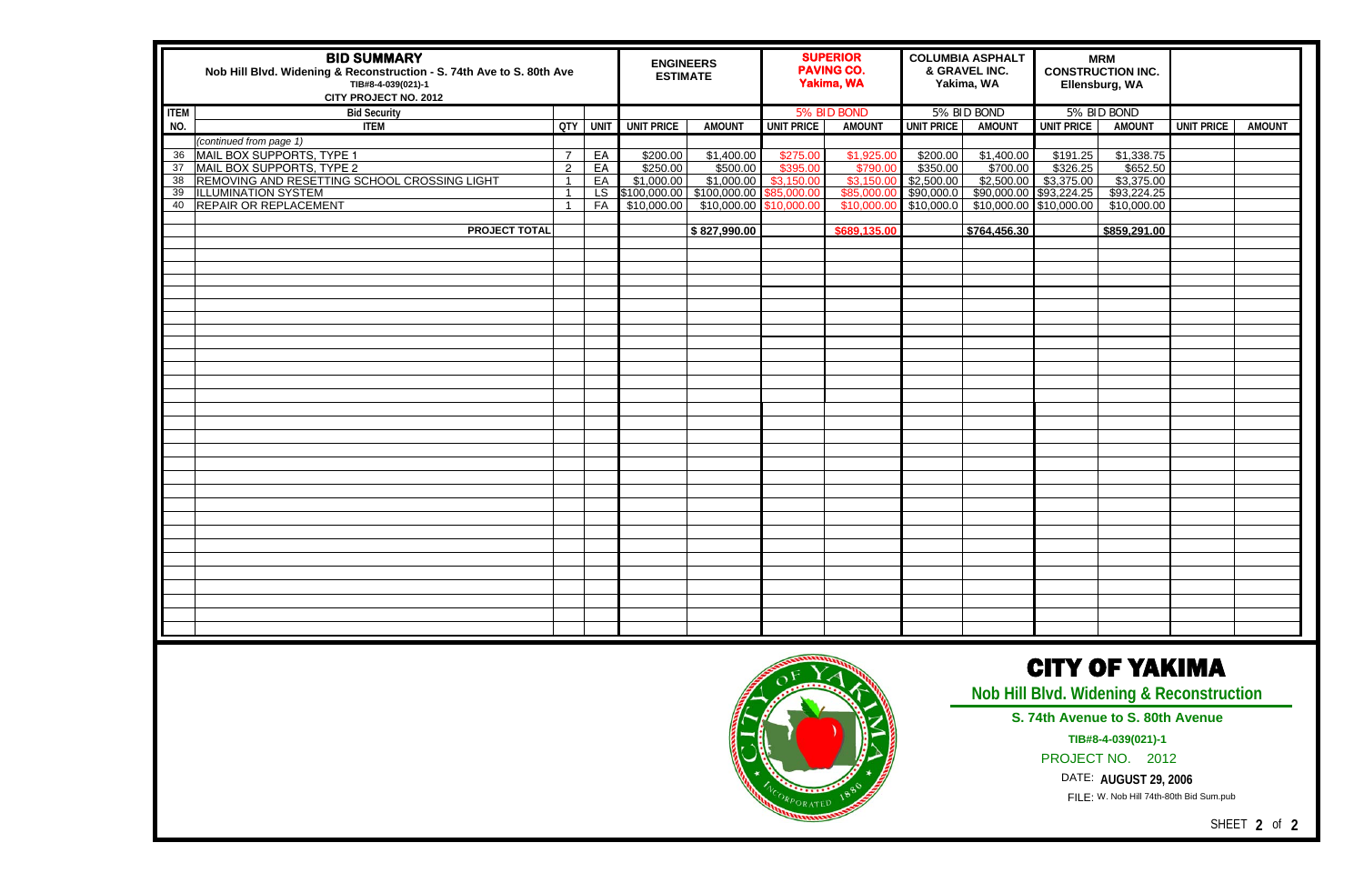| **BID SUMMARY** Nob Hill Blvd. Widening & Reconstruction - S. 74th Ave to S. 80th Ave TIB#8-4-039(021)-1 CITY PROJECT NO. 2012 | | | | **ENGINEERS ESTIMATE** | | **SUPERIOR PAVING CO.** Yakima, WA | | **COLUMBIA ASPHALT & GRAVEL INC.** Yakima, WA | | **MRM CONSTRUCTION INC.** Ellensburg, WA | | | |
|---|---|---|---|---|---|---|---|---|---|---|---|---|---|
| **ITEM** | **Bid Security** | | | | | 5% BID BOND | | 5% BID BOND | | 5% BID BOND | | | |
| **NO.** | **ITEM** | **QTY** | **UNIT** | **UNIT PRICE** | **AMOUNT** | **UNIT PRICE** | **AMOUNT** | **UNIT PRICE** | **AMOUNT** | **UNIT PRICE** | **AMOUNT** | **UNIT PRICE** | **AMOUNT** |
| | *(continued from page 1)* | | | | | | | | | | | | |
| 36 | MAIL BOX SUPPORTS, TYPE 1 | 7 | EA | $200.00 | $1,400.00 | $275.00 | $1,925.00 | $200.00 | $1,400.00 | $191.25 | $1,338.75 | | |
| 37 | MAIL BOX SUPPORTS, TYPE 2 | 2 | EA | $250.00 | $500.00 | $395.00 | $790.00 | $350.00 | $700.00 | $326.25 | $652.50 | | |
| 38 | REMOVING AND RESETTING SCHOOL CROSSING LIGHT | 1 | EA | $1,000.00 | $1,000.00 | $3,150.00 | $3,150.00 | $2,500.00 | $2,500.00 | $3,375.00 | $3,375.00 | | |
| 39 | ILLUMINATION SYSTEM | 1 | LS | $100,000.00 | $100,000.00 | $85,000.00 | $85,000.00 | $90,000.0 | $90,000.00 | $93,224.25 | $93,224.25 | | |
| 40 | REPAIR OR REPLACEMENT | 1 | FA | $10,000.00 | $10,000.00 | $10,000.00 | $10,000.00 | $10,000.0 | $10,000.00 | $10,000.00 | $10,000.00 | | |
| | **PROJECT TOTAL** | | | | **$ 827,990.00** | | **$689,135.00** | | **$764,456.30** | | **$859,291.00** | | |

# CITY OF YAKIMA

**Nob Hill Blvd. Widening & Reconstruction**

**S. 74th Avenue to S. 80th Avenue**

**TIB#8-4-039(021)-1**

PROJECT NO. 2012

DATE: **AUGUST 29, 2006**

FILE: W. Nob Hill 74th-80th Bid Sum.pub

SHEET **2** of **2**